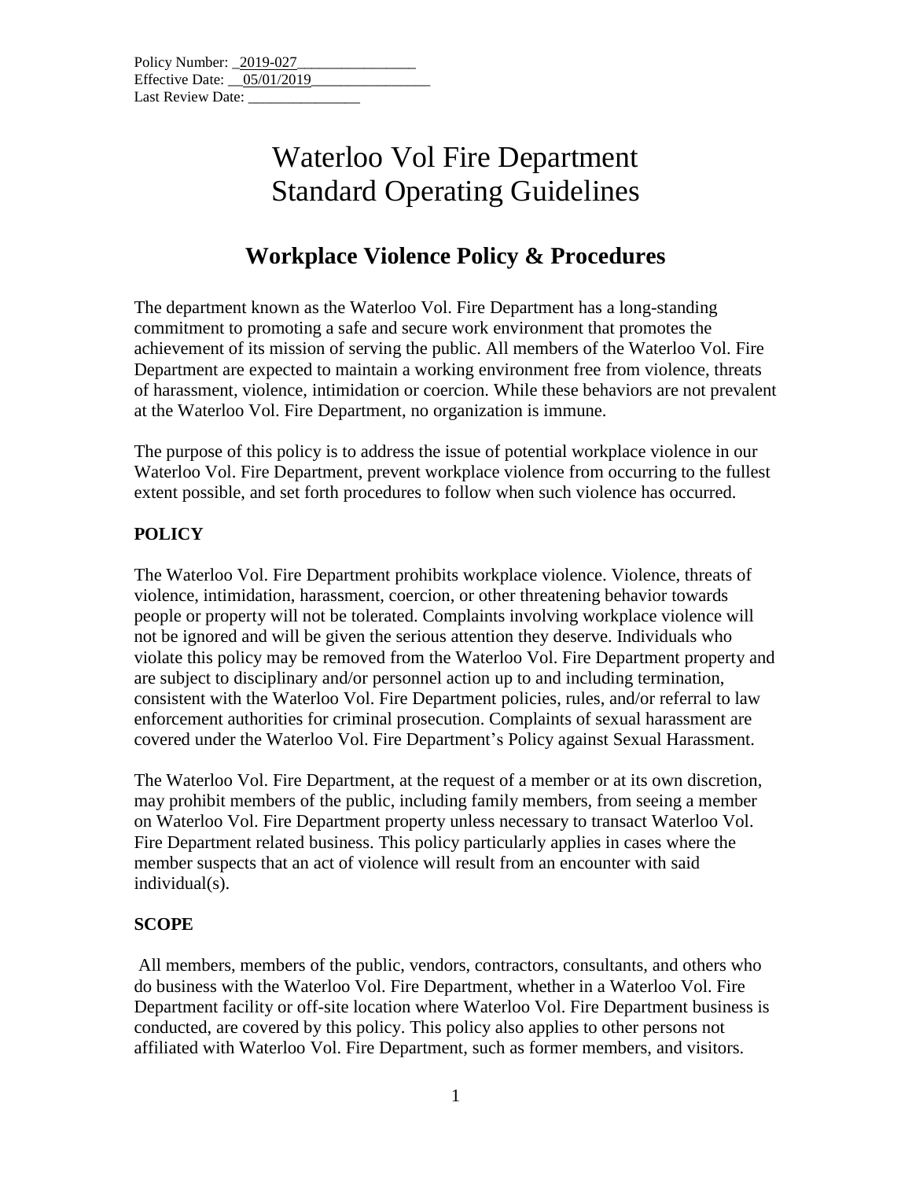Policy Number: _2019-027________________
Effective Date: __05/01/2019________________
Last Review Date: _______________

# Waterloo Vol Fire Department
# Standard Operating Guidelines

## Workplace Violence Policy & Procedures

The department known as the Waterloo Vol. Fire Department has a long-standing commitment to promoting a safe and secure work environment that promotes the achievement of its mission of serving the public. All members of the Waterloo Vol. Fire Department are expected to maintain a working environment free from violence, threats of harassment, violence, intimidation or coercion. While these behaviors are not prevalent at the Waterloo Vol. Fire Department, no organization is immune.

The purpose of this policy is to address the issue of potential workplace violence in our Waterloo Vol. Fire Department, prevent workplace violence from occurring to the fullest extent possible, and set forth procedures to follow when such violence has occurred.

### POLICY

The Waterloo Vol. Fire Department prohibits workplace violence. Violence, threats of violence, intimidation, harassment, coercion, or other threatening behavior towards people or property will not be tolerated. Complaints involving workplace violence will not be ignored and will be given the serious attention they deserve. Individuals who violate this policy may be removed from the Waterloo Vol. Fire Department property and are subject to disciplinary and/or personnel action up to and including termination, consistent with the Waterloo Vol. Fire Department policies, rules, and/or referral to law enforcement authorities for criminal prosecution. Complaints of sexual harassment are covered under the Waterloo Vol. Fire Department's Policy against Sexual Harassment.

The Waterloo Vol. Fire Department, at the request of a member or at its own discretion, may prohibit members of the public, including family members, from seeing a member on Waterloo Vol. Fire Department property unless necessary to transact Waterloo Vol. Fire Department related business. This policy particularly applies in cases where the member suspects that an act of violence will result from an encounter with said individual(s).

### SCOPE

All members, members of the public, vendors, contractors, consultants, and others who do business with the Waterloo Vol. Fire Department, whether in a Waterloo Vol. Fire Department facility or off-site location where Waterloo Vol. Fire Department business is conducted, are covered by this policy. This policy also applies to other persons not affiliated with Waterloo Vol. Fire Department, such as former members, and visitors.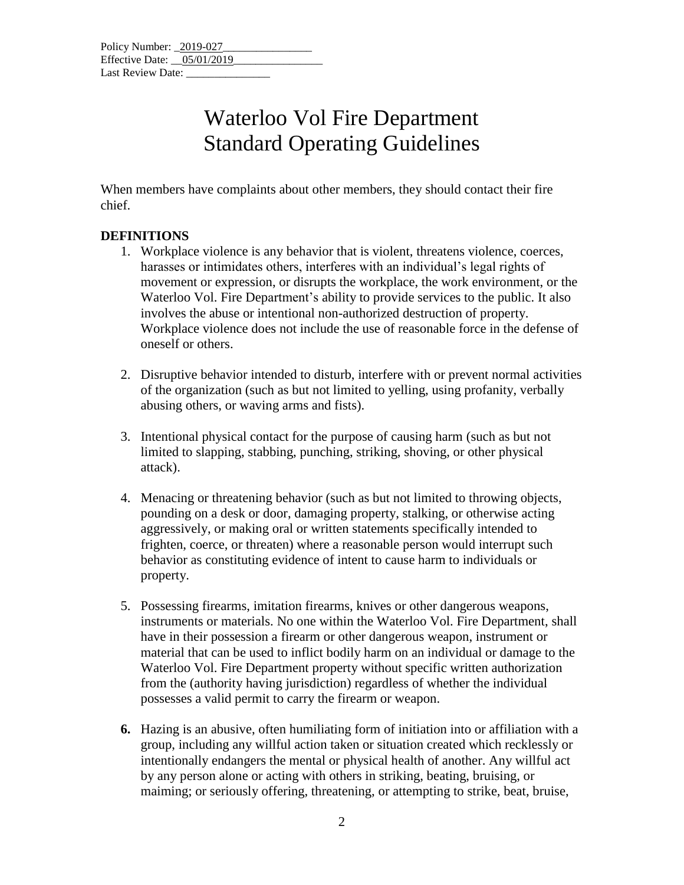Policy Number: _2019-027________________
Effective Date: __05/01/2019________________
Last Review Date: _______________

# Waterloo Vol Fire Department
# Standard Operating Guidelines

When members have complaints about other members, they should contact their fire chief.

**DEFINITIONS**

1. Workplace violence is any behavior that is violent, threatens violence, coerces, harasses or intimidates others, interferes with an individual's legal rights of movement or expression, or disrupts the workplace, the work environment, or the Waterloo Vol. Fire Department's ability to provide services to the public. It also involves the abuse or intentional non-authorized destruction of property. Workplace violence does not include the use of reasonable force in the defense of oneself or others.

2. Disruptive behavior intended to disturb, interfere with or prevent normal activities of the organization (such as but not limited to yelling, using profanity, verbally abusing others, or waving arms and fists).

3. Intentional physical contact for the purpose of causing harm (such as but not limited to slapping, stabbing, punching, striking, shoving, or other physical attack).

4. Menacing or threatening behavior (such as but not limited to throwing objects, pounding on a desk or door, damaging property, stalking, or otherwise acting aggressively, or making oral or written statements specifically intended to frighten, coerce, or threaten) where a reasonable person would interrupt such behavior as constituting evidence of intent to cause harm to individuals or property.

5. Possessing firearms, imitation firearms, knives or other dangerous weapons, instruments or materials. No one within the Waterloo Vol. Fire Department, shall have in their possession a firearm or other dangerous weapon, instrument or material that can be used to inflict bodily harm on an individual or damage to the Waterloo Vol. Fire Department property without specific written authorization from the (authority having jurisdiction) regardless of whether the individual possesses a valid permit to carry the firearm or weapon.

6. Hazing is an abusive, often humiliating form of initiation into or affiliation with a group, including any willful action taken or situation created which recklessly or intentionally endangers the mental or physical health of another. Any willful act by any person alone or acting with others in striking, beating, bruising, or maiming; or seriously offering, threatening, or attempting to strike, beat, bruise,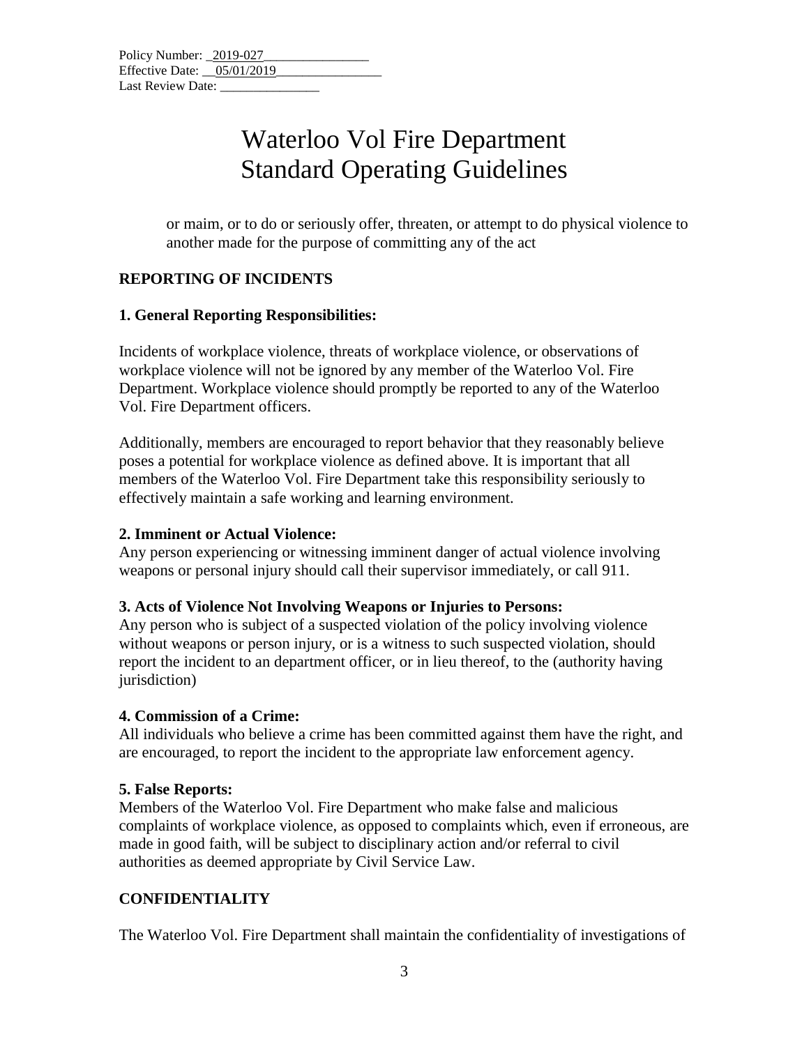or maim, or to do or seriously offer, threaten, or attempt to do physical violence to another made for the purpose of committing any of the act

**REPORTING OF INCIDENTS**

**1. General Reporting Responsibilities:**

Incidents of workplace violence, threats of workplace violence, or observations of workplace violence will not be ignored by any member of the Waterloo Vol. Fire Department. Workplace violence should promptly be reported to any of the Waterloo Vol. Fire Department officers.

Additionally, members are encouraged to report behavior that they reasonably believe poses a potential for workplace violence as defined above. It is important that all members of the Waterloo Vol. Fire Department take this responsibility seriously to effectively maintain a safe working and learning environment.

**2. Imminent or Actual Violence:**
Any person experiencing or witnessing imminent danger of actual violence involving weapons or personal injury should call their supervisor immediately, or call 911.

**3. Acts of Violence Not Involving Weapons or Injuries to Persons:**
Any person who is subject of a suspected violation of the policy involving violence without weapons or person injury, or is a witness to such suspected violation, should report the incident to an department officer, or in lieu thereof, to the (authority having jurisdiction)

**4. Commission of a Crime:**
All individuals who believe a crime has been committed against them have the right, and are encouraged, to report the incident to the appropriate law enforcement agency.

**5. False Reports:**
Members of the Waterloo Vol. Fire Department who make false and malicious complaints of workplace violence, as opposed to complaints which, even if erroneous, are made in good faith, will be subject to disciplinary action and/or referral to civil authorities as deemed appropriate by Civil Service Law.

**CONFIDENTIALITY**

The Waterloo Vol. Fire Department shall maintain the confidentiality of investigations of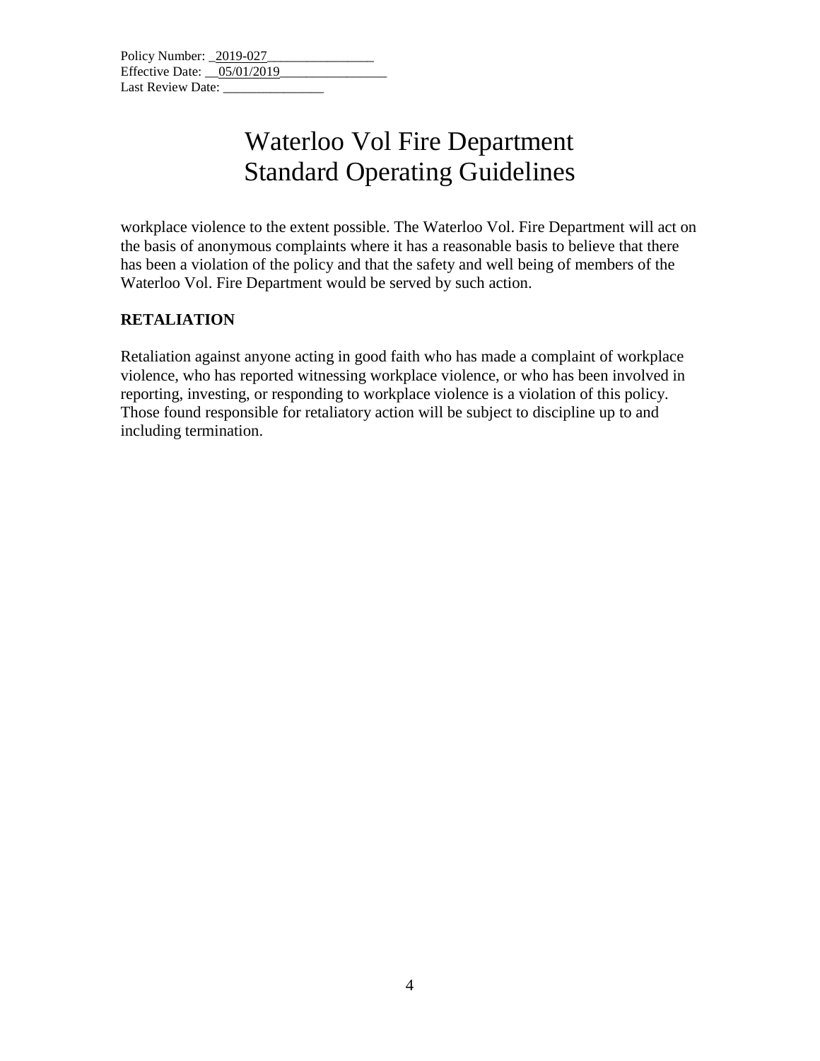workplace violence to the extent possible. The Waterloo Vol. Fire Department will act on the basis of anonymous complaints where it has a reasonable basis to believe that there has been a violation of the policy and that the safety and well being of members of the Waterloo Vol. Fire Department would be served by such action.

**RETALIATION**

Retaliation against anyone acting in good faith who has made a complaint of workplace violence, who has reported witnessing workplace violence, or who has been involved in reporting, investing, or responding to workplace violence is a violation of this policy. Those found responsible for retaliatory action will be subject to discipline up to and including termination.